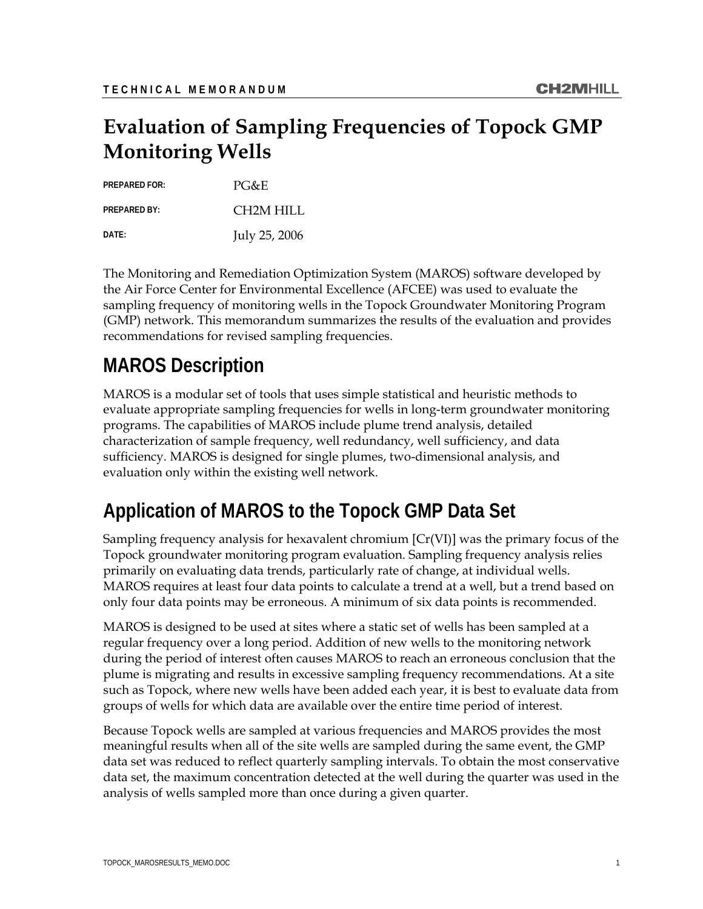TECHNICAL MEMORANDUM

# Evaluation of Sampling Frequencies of Topock GMP Monitoring Wells

**PREPARED FOR:** PG&E

**PREPARED BY:** CH2M HILL

**DATE:** July 25, 2006

The Monitoring and Remediation Optimization System (MAROS) software developed by the Air Force Center for Environmental Excellence (AFCEE) was used to evaluate the sampling frequency of monitoring wells in the Topock Groundwater Monitoring Program (GMP) network. This memorandum summarizes the results of the evaluation and provides recommendations for revised sampling frequencies.

## MAROS Description

MAROS is a modular set of tools that uses simple statistical and heuristic methods to evaluate appropriate sampling frequencies for wells in long-term groundwater monitoring programs. The capabilities of MAROS include plume trend analysis, detailed characterization of sample frequency, well redundancy, well sufficiency, and data sufficiency. MAROS is designed for single plumes, two-dimensional analysis, and evaluation only within the existing well network.

## Application of MAROS to the Topock GMP Data Set

Sampling frequency analysis for hexavalent chromium [Cr(VI)] was the primary focus of the Topock groundwater monitoring program evaluation. Sampling frequency analysis relies primarily on evaluating data trends, particularly rate of change, at individual wells. MAROS requires at least four data points to calculate a trend at a well, but a trend based on only four data points may be erroneous. A minimum of six data points is recommended.

MAROS is designed to be used at sites where a static set of wells has been sampled at a regular frequency over a long period. Addition of new wells to the monitoring network during the period of interest often causes MAROS to reach an erroneous conclusion that the plume is migrating and results in excessive sampling frequency recommendations. At a site such as Topock, where new wells have been added each year, it is best to evaluate data from groups of wells for which data are available over the entire time period of interest.

Because Topock wells are sampled at various frequencies and MAROS provides the most meaningful results when all of the site wells are sampled during the same event, the GMP data set was reduced to reflect quarterly sampling intervals. To obtain the most conservative data set, the maximum concentration detected at the well during the quarter was used in the analysis of wells sampled more than once during a given quarter.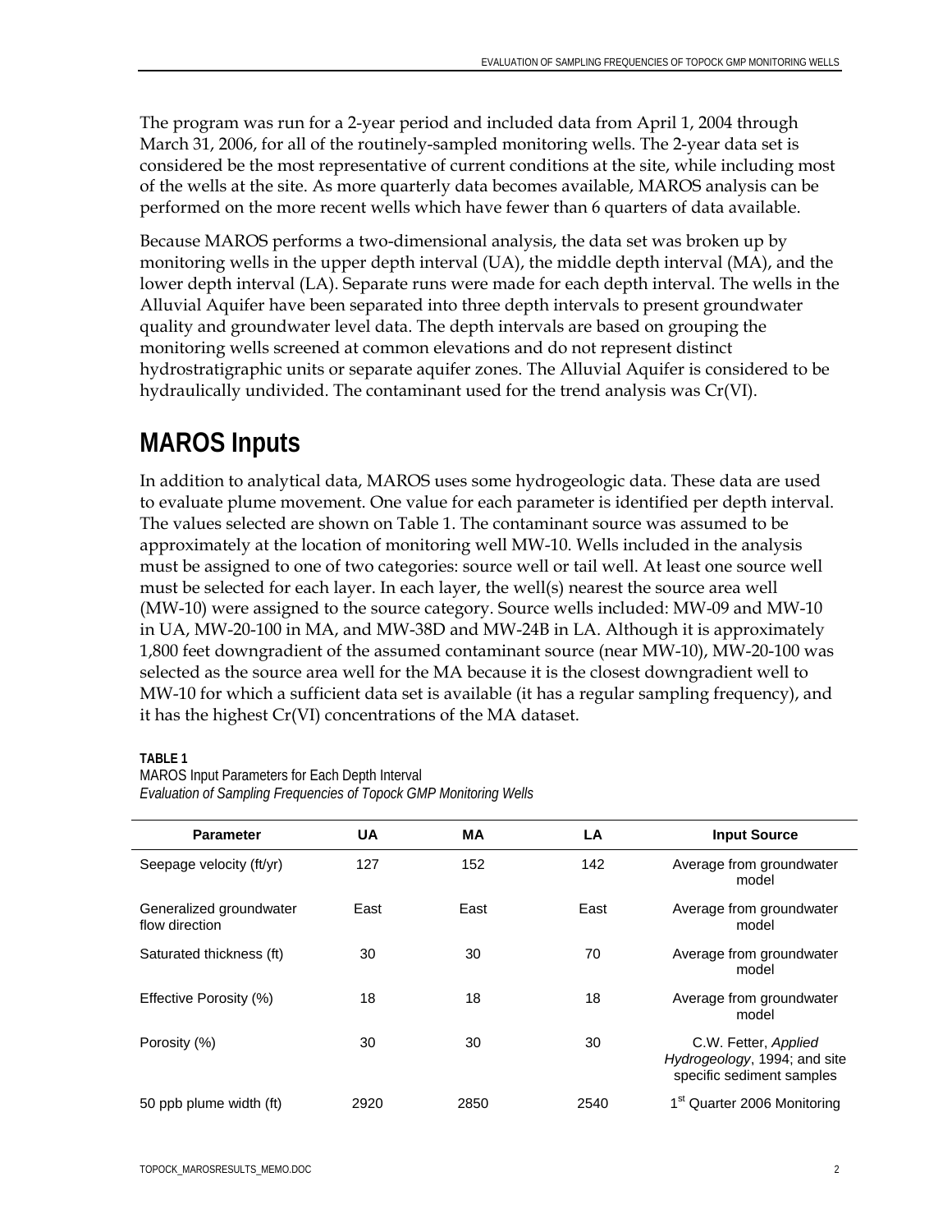The program was run for a 2-year period and included data from April 1, 2004 through March 31, 2006, for all of the routinely-sampled monitoring wells. The 2-year data set is considered be the most representative of current conditions at the site, while including most of the wells at the site. As more quarterly data becomes available, MAROS analysis can be performed on the more recent wells which have fewer than 6 quarters of data available.

Because MAROS performs a two-dimensional analysis, the data set was broken up by monitoring wells in the upper depth interval (UA), the middle depth interval (MA), and the lower depth interval (LA). Separate runs were made for each depth interval. The wells in the Alluvial Aquifer have been separated into three depth intervals to present groundwater quality and groundwater level data. The depth intervals are based on grouping the monitoring wells screened at common elevations and do not represent distinct hydrostratigraphic units or separate aquifer zones. The Alluvial Aquifer is considered to be hydraulically undivided. The contaminant used for the trend analysis was Cr(VI).

## MAROS Inputs

In addition to analytical data, MAROS uses some hydrogeologic data. These data are used to evaluate plume movement. One value for each parameter is identified per depth interval. The values selected are shown on Table 1. The contaminant source was assumed to be approximately at the location of monitoring well MW-10. Wells included in the analysis must be assigned to one of two categories: source well or tail well. At least one source well must be selected for each layer. In each layer, the well(s) nearest the source area well (MW-10) were assigned to the source category. Source wells included: MW-09 and MW-10 in UA, MW-20-100 in MA, and MW-38D and MW-24B in LA. Although it is approximately 1,800 feet downgradient of the assumed contaminant source (near MW-10), MW-20-100 was selected as the source area well for the MA because it is the closest downgradient well to MW-10 for which a sufficient data set is available (it has a regular sampling frequency), and it has the highest Cr(VI) concentrations of the MA dataset.

**TABLE 1**
MAROS Input Parameters for Each Depth Interval
*Evaluation of Sampling Frequencies of Topock GMP Monitoring Wells*

| Parameter | UA | MA | LA | Input Source |
|---|---|---|---|---|
| Seepage velocity (ft/yr) | 127 | 152 | 142 | Average from groundwater model |
| Generalized groundwater flow direction | East | East | East | Average from groundwater model |
| Saturated thickness (ft) | 30 | 30 | 70 | Average from groundwater model |
| Effective Porosity (%) | 18 | 18 | 18 | Average from groundwater model |
| Porosity (%) | 30 | 30 | 30 | C.W. Fetter, *Applied Hydrogeology*, 1994; and site specific sediment samples |
| 50 ppb plume width (ft) | 2920 | 2850 | 2540 | 1st Quarter 2006 Monitoring |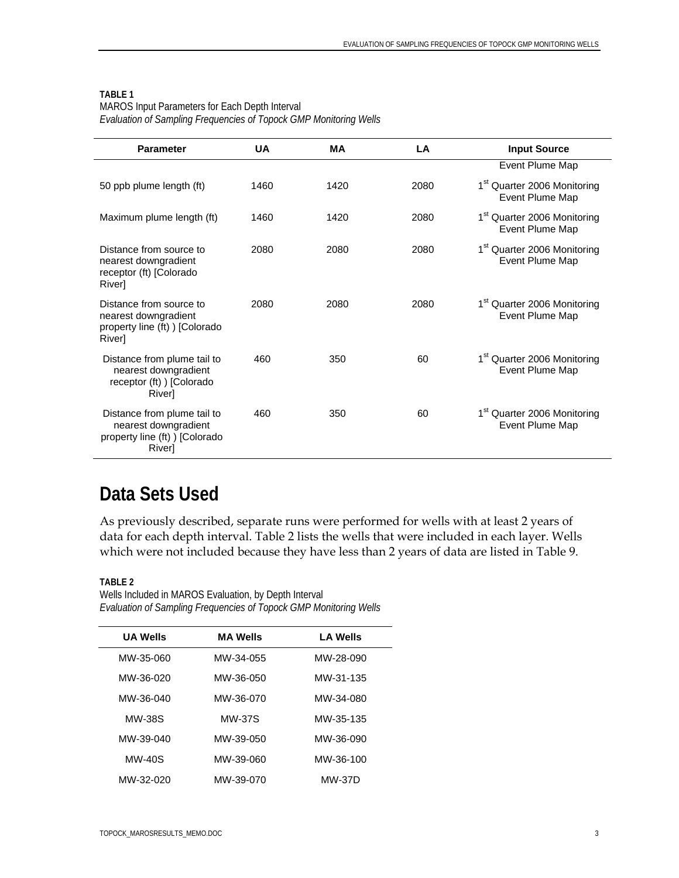**TABLE 1**
MAROS Input Parameters for Each Depth Interval
*Evaluation of Sampling Frequencies of Topock GMP Monitoring Wells*

| Parameter | UA | MA | LA | Input Source |
|---|---|---|---|---|
| | | | | Event Plume Map |
| 50 ppb plume length (ft) | 1460 | 1420 | 2080 | 1st Quarter 2006 Monitoring Event Plume Map |
| Maximum plume length (ft) | 1460 | 1420 | 2080 | 1st Quarter 2006 Monitoring Event Plume Map |
| Distance from source to nearest downgradient receptor (ft) [Colorado River] | 2080 | 2080 | 2080 | 1st Quarter 2006 Monitoring Event Plume Map |
| Distance from source to nearest downgradient property line (ft) ) [Colorado River] | 2080 | 2080 | 2080 | 1st Quarter 2006 Monitoring Event Plume Map |
| Distance from plume tail to nearest downgradient receptor (ft) ) [Colorado River] | 460 | 350 | 60 | 1st Quarter 2006 Monitoring Event Plume Map |
| Distance from plume tail to nearest downgradient property line (ft) ) [Colorado River] | 460 | 350 | 60 | 1st Quarter 2006 Monitoring Event Plume Map |

## Data Sets Used

As previously described, separate runs were performed for wells with at least 2 years of data for each depth interval. Table 2 lists the wells that were included in each layer. Wells which were not included because they have less than 2 years of data are listed in Table 9.

**TABLE 2**
Wells Included in MAROS Evaluation, by Depth Interval
*Evaluation of Sampling Frequencies of Topock GMP Monitoring Wells*

| UA Wells | MA Wells | LA Wells |
|---|---|---|
| MW-35-060 | MW-34-055 | MW-28-090 |
| MW-36-020 | MW-36-050 | MW-31-135 |
| MW-36-040 | MW-36-070 | MW-34-080 |
| MW-38S | MW-37S | MW-35-135 |
| MW-39-040 | MW-39-050 | MW-36-090 |
| MW-40S | MW-39-060 | MW-36-100 |
| MW-32-020 | MW-39-070 | MW-37D |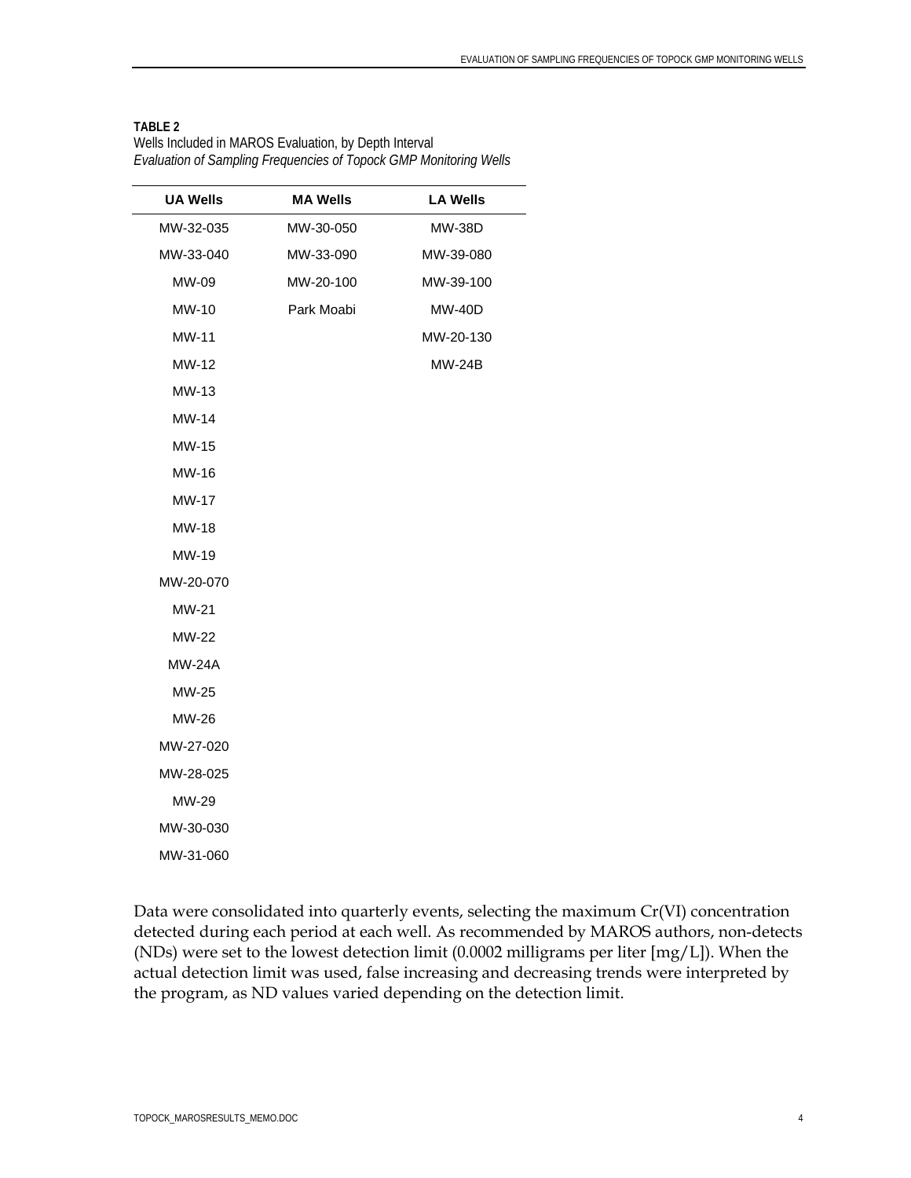**TABLE 2**
Wells Included in MAROS Evaluation, by Depth Interval
*Evaluation of Sampling Frequencies of Topock GMP Monitoring Wells*

| UA Wells | MA Wells | LA Wells |
|---|---|---|
| MW-32-035 | MW-30-050 | MW-38D |
| MW-33-040 | MW-33-090 | MW-39-080 |
| MW-09 | MW-20-100 | MW-39-100 |
| MW-10 | Park Moabi | MW-40D |
| MW-11 | | MW-20-130 |
| MW-12 | | MW-24B |
| MW-13 | | |
| MW-14 | | |
| MW-15 | | |
| MW-16 | | |
| MW-17 | | |
| MW-18 | | |
| MW-19 | | |
| MW-20-070 | | |
| MW-21 | | |
| MW-22 | | |
| MW-24A | | |
| MW-25 | | |
| MW-26 | | |
| MW-27-020 | | |
| MW-28-025 | | |
| MW-29 | | |
| MW-30-030 | | |
| MW-31-060 | | |

Data were consolidated into quarterly events, selecting the maximum Cr(VI) concentration detected during each period at each well. As recommended by MAROS authors, non-detects (NDs) were set to the lowest detection limit (0.0002 milligrams per liter [mg/L]). When the actual detection limit was used, false increasing and decreasing trends were interpreted by the program, as ND values varied depending on the detection limit.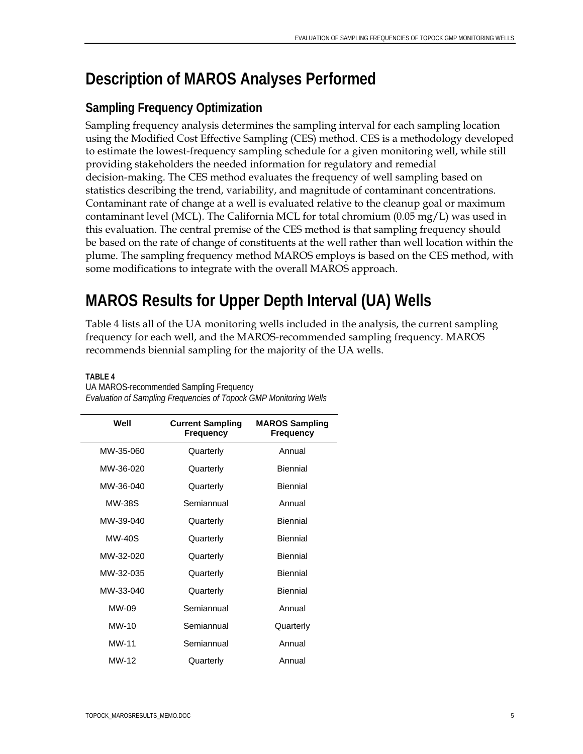# Description of MAROS Analyses Performed

## Sampling Frequency Optimization

Sampling frequency analysis determines the sampling interval for each sampling location using the Modified Cost Effective Sampling (CES) method. CES is a methodology developed to estimate the lowest-frequency sampling schedule for a given monitoring well, while still providing stakeholders the needed information for regulatory and remedial decision-making. The CES method evaluates the frequency of well sampling based on statistics describing the trend, variability, and magnitude of contaminant concentrations. Contaminant rate of change at a well is evaluated relative to the cleanup goal or maximum contaminant level (MCL). The California MCL for total chromium (0.05 mg/L) was used in this evaluation. The central premise of the CES method is that sampling frequency should be based on the rate of change of constituents at the well rather than well location within the plume. The sampling frequency method MAROS employs is based on the CES method, with some modifications to integrate with the overall MAROS approach.

# MAROS Results for Upper Depth Interval (UA) Wells

Table 4 lists all of the UA monitoring wells included in the analysis, the current sampling frequency for each well, and the MAROS-recommended sampling frequency. MAROS recommends biennial sampling for the majority of the UA wells.

**TABLE 4**
UA MAROS-recommended Sampling Frequency
*Evaluation of Sampling Frequencies of Topock GMP Monitoring Wells*

| Well | Current Sampling Frequency | MAROS Sampling Frequency |
|---|---|---|
| MW-35-060 | Quarterly | Annual |
| MW-36-020 | Quarterly | Biennial |
| MW-36-040 | Quarterly | Biennial |
| MW-38S | Semiannual | Annual |
| MW-39-040 | Quarterly | Biennial |
| MW-40S | Quarterly | Biennial |
| MW-32-020 | Quarterly | Biennial |
| MW-32-035 | Quarterly | Biennial |
| MW-33-040 | Quarterly | Biennial |
| MW-09 | Semiannual | Annual |
| MW-10 | Semiannual | Quarterly |
| MW-11 | Semiannual | Annual |
| MW-12 | Quarterly | Annual |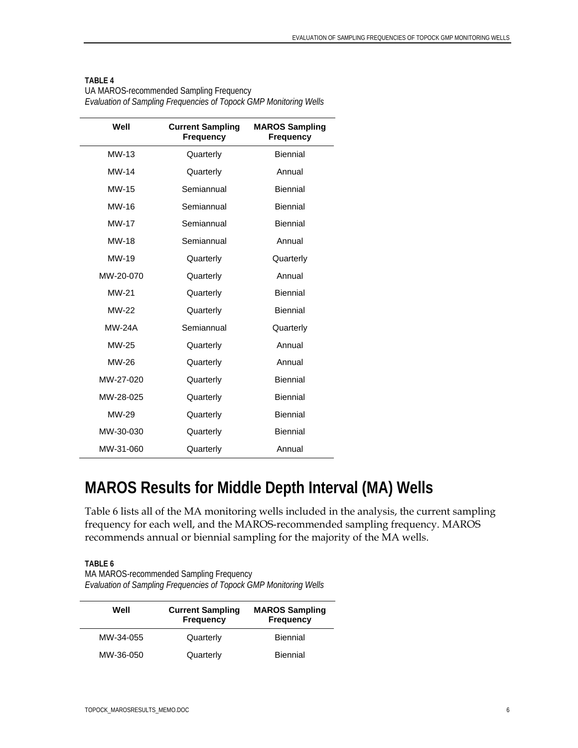**TABLE 4**
UA MAROS-recommended Sampling Frequency
*Evaluation of Sampling Frequencies of Topock GMP Monitoring Wells*

| Well | Current Sampling Frequency | MAROS Sampling Frequency |
|---|---|---|
| MW-13 | Quarterly | Biennial |
| MW-14 | Quarterly | Annual |
| MW-15 | Semiannual | Biennial |
| MW-16 | Semiannual | Biennial |
| MW-17 | Semiannual | Biennial |
| MW-18 | Semiannual | Annual |
| MW-19 | Quarterly | Quarterly |
| MW-20-070 | Quarterly | Annual |
| MW-21 | Quarterly | Biennial |
| MW-22 | Quarterly | Biennial |
| MW-24A | Semiannual | Quarterly |
| MW-25 | Quarterly | Annual |
| MW-26 | Quarterly | Annual |
| MW-27-020 | Quarterly | Biennial |
| MW-28-025 | Quarterly | Biennial |
| MW-29 | Quarterly | Biennial |
| MW-30-030 | Quarterly | Biennial |
| MW-31-060 | Quarterly | Annual |

## MAROS Results for Middle Depth Interval (MA) Wells

Table 6 lists all of the MA monitoring wells included in the analysis, the current sampling frequency for each well, and the MAROS-recommended sampling frequency. MAROS recommends annual or biennial sampling for the majority of the MA wells.

**TABLE 6**
MA MAROS-recommended Sampling Frequency
*Evaluation of Sampling Frequencies of Topock GMP Monitoring Wells*

| Well | Current Sampling Frequency | MAROS Sampling Frequency |
|---|---|---|
| MW-34-055 | Quarterly | Biennial |
| MW-36-050 | Quarterly | Biennial |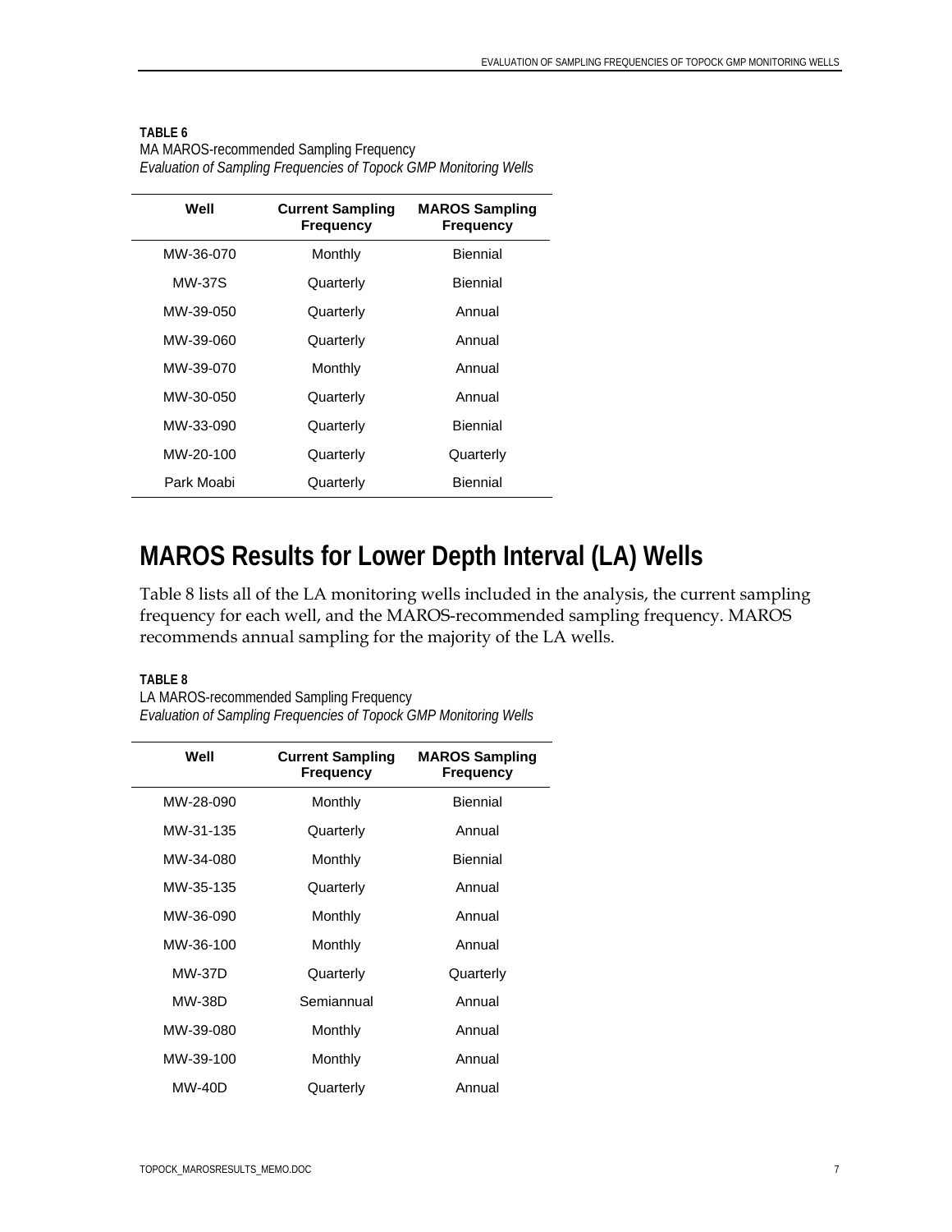**TABLE 6**
MA MAROS-recommended Sampling Frequency
*Evaluation of Sampling Frequencies of Topock GMP Monitoring Wells*

| Well | Current Sampling Frequency | MAROS Sampling Frequency |
|---|---|---|
| MW-36-070 | Monthly | Biennial |
| MW-37S | Quarterly | Biennial |
| MW-39-050 | Quarterly | Annual |
| MW-39-060 | Quarterly | Annual |
| MW-39-070 | Monthly | Annual |
| MW-30-050 | Quarterly | Annual |
| MW-33-090 | Quarterly | Biennial |
| MW-20-100 | Quarterly | Quarterly |
| Park Moabi | Quarterly | Biennial |

# MAROS Results for Lower Depth Interval (LA) Wells

Table 8 lists all of the LA monitoring wells included in the analysis, the current sampling frequency for each well, and the MAROS-recommended sampling frequency. MAROS recommends annual sampling for the majority of the LA wells.

**TABLE 8**
LA MAROS-recommended Sampling Frequency
*Evaluation of Sampling Frequencies of Topock GMP Monitoring Wells*

| Well | Current Sampling Frequency | MAROS Sampling Frequency |
|---|---|---|
| MW-28-090 | Monthly | Biennial |
| MW-31-135 | Quarterly | Annual |
| MW-34-080 | Monthly | Biennial |
| MW-35-135 | Quarterly | Annual |
| MW-36-090 | Monthly | Annual |
| MW-36-100 | Monthly | Annual |
| MW-37D | Quarterly | Quarterly |
| MW-38D | Semiannual | Annual |
| MW-39-080 | Monthly | Annual |
| MW-39-100 | Monthly | Annual |
| MW-40D | Quarterly | Annual |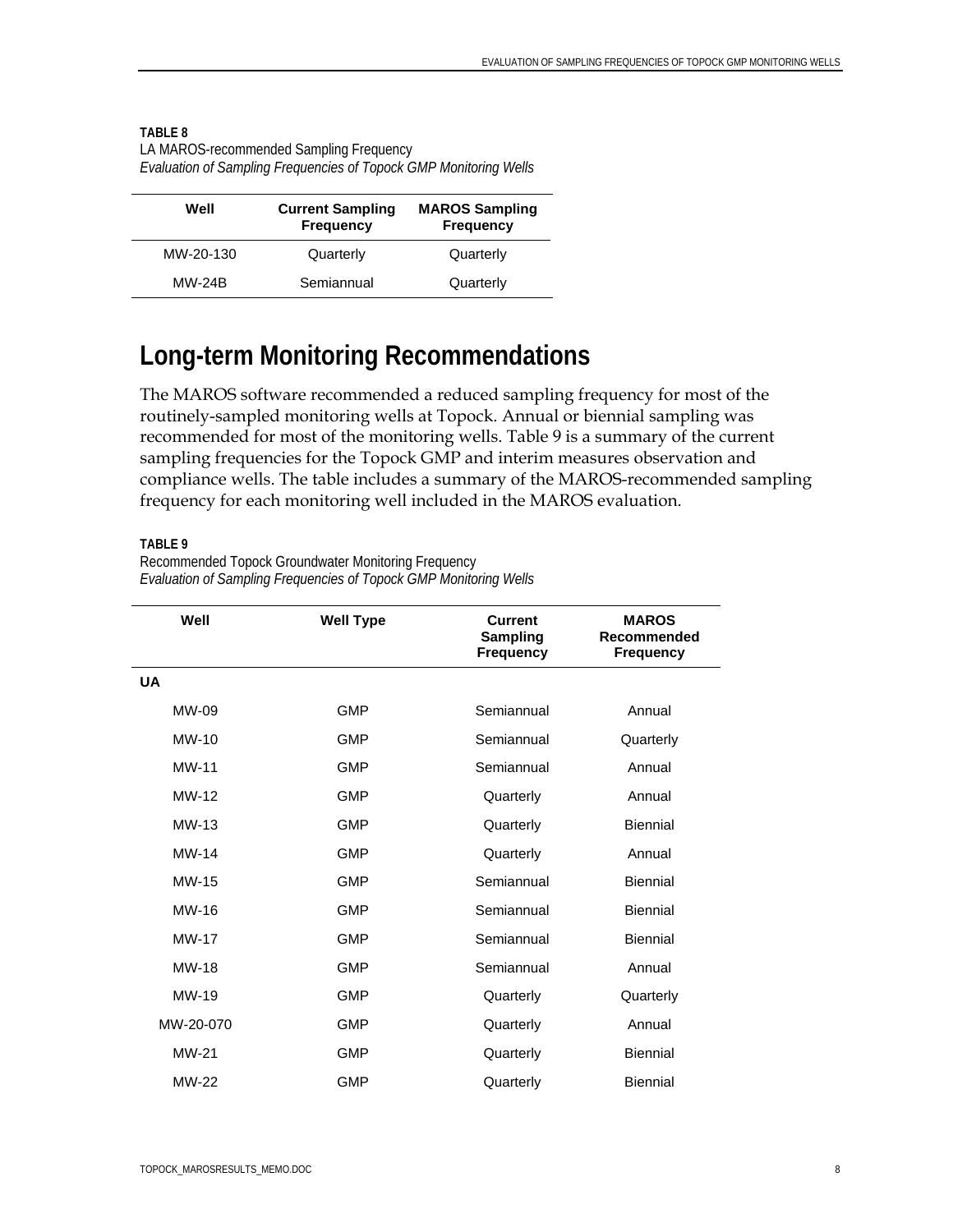**TABLE 8**
LA MAROS-recommended Sampling Frequency
*Evaluation of Sampling Frequencies of Topock GMP Monitoring Wells*

| Well | Current Sampling Frequency | MAROS Sampling Frequency |
|---|---|---|
| MW-20-130 | Quarterly | Quarterly |
| MW-24B | Semiannual | Quarterly |

## Long-term Monitoring Recommendations

The MAROS software recommended a reduced sampling frequency for most of the routinely-sampled monitoring wells at Topock. Annual or biennial sampling was recommended for most of the monitoring wells. Table 9 is a summary of the current sampling frequencies for the Topock GMP and interim measures observation and compliance wells. The table includes a summary of the MAROS-recommended sampling frequency for each monitoring well included in the MAROS evaluation.

**TABLE 9**
Recommended Topock Groundwater Monitoring Frequency
*Evaluation of Sampling Frequencies of Topock GMP Monitoring Wells*

| Well | Well Type | Current Sampling Frequency | MAROS Recommended Frequency |
|---|---|---|---|
| **UA** | | | |
| MW-09 | GMP | Semiannual | Annual |
| MW-10 | GMP | Semiannual | Quarterly |
| MW-11 | GMP | Semiannual | Annual |
| MW-12 | GMP | Quarterly | Annual |
| MW-13 | GMP | Quarterly | Biennial |
| MW-14 | GMP | Quarterly | Annual |
| MW-15 | GMP | Semiannual | Biennial |
| MW-16 | GMP | Semiannual | Biennial |
| MW-17 | GMP | Semiannual | Biennial |
| MW-18 | GMP | Semiannual | Annual |
| MW-19 | GMP | Quarterly | Quarterly |
| MW-20-070 | GMP | Quarterly | Annual |
| MW-21 | GMP | Quarterly | Biennial |
| MW-22 | GMP | Quarterly | Biennial |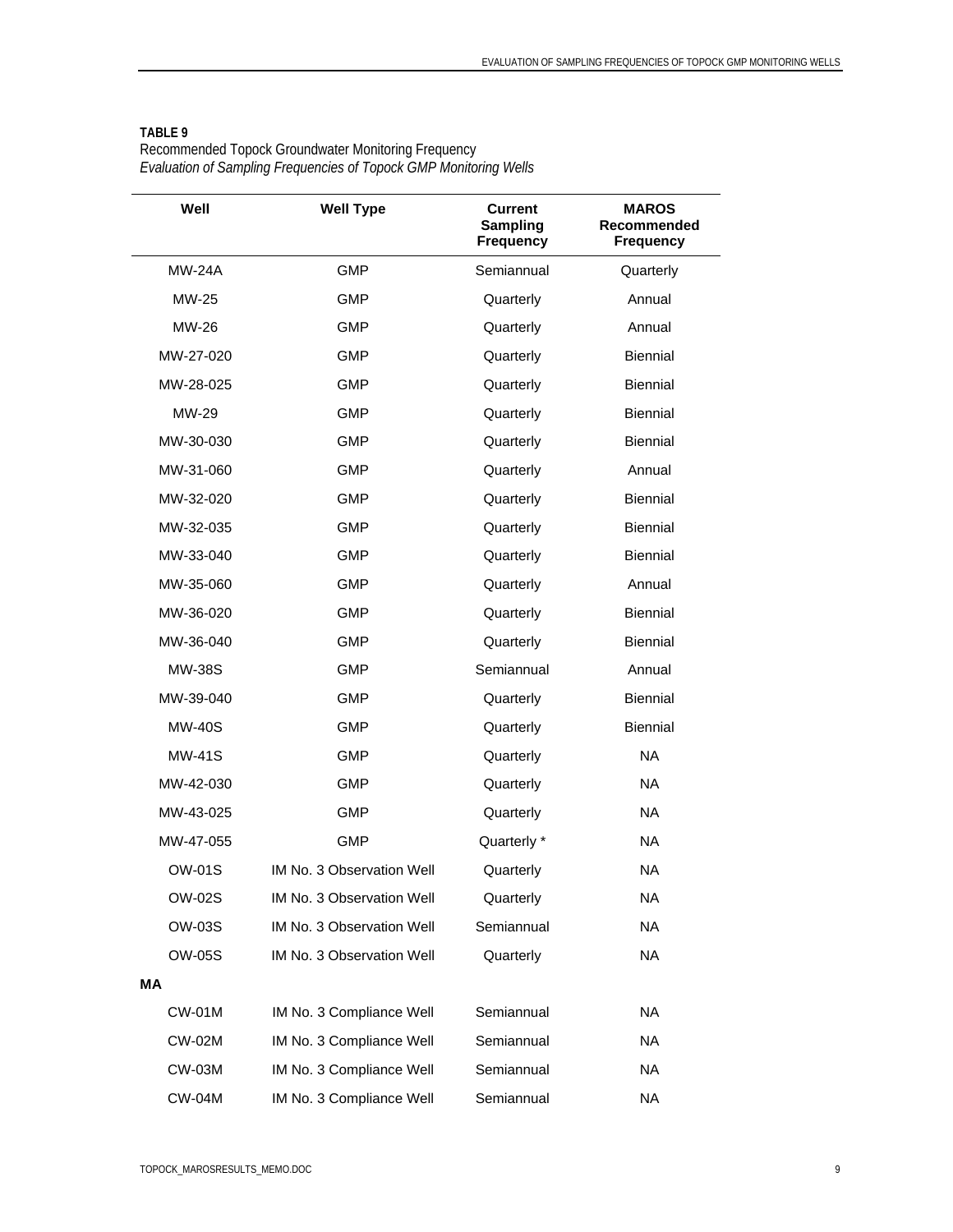**TABLE 9**
Recommended Topock Groundwater Monitoring Frequency
*Evaluation of Sampling Frequencies of Topock GMP Monitoring Wells*

| Well | Well Type | Current Sampling Frequency | MAROS Recommended Frequency |
|---|---|---|---|
| MW-24A | GMP | Semiannual | Quarterly |
| MW-25 | GMP | Quarterly | Annual |
| MW-26 | GMP | Quarterly | Annual |
| MW-27-020 | GMP | Quarterly | Biennial |
| MW-28-025 | GMP | Quarterly | Biennial |
| MW-29 | GMP | Quarterly | Biennial |
| MW-30-030 | GMP | Quarterly | Biennial |
| MW-31-060 | GMP | Quarterly | Annual |
| MW-32-020 | GMP | Quarterly | Biennial |
| MW-32-035 | GMP | Quarterly | Biennial |
| MW-33-040 | GMP | Quarterly | Biennial |
| MW-35-060 | GMP | Quarterly | Annual |
| MW-36-020 | GMP | Quarterly | Biennial |
| MW-36-040 | GMP | Quarterly | Biennial |
| MW-38S | GMP | Semiannual | Annual |
| MW-39-040 | GMP | Quarterly | Biennial |
| MW-40S | GMP | Quarterly | Biennial |
| MW-41S | GMP | Quarterly | NA |
| MW-42-030 | GMP | Quarterly | NA |
| MW-43-025 | GMP | Quarterly | NA |
| MW-47-055 | GMP | Quarterly * | NA |
| OW-01S | IM No. 3 Observation Well | Quarterly | NA |
| OW-02S | IM No. 3 Observation Well | Quarterly | NA |
| OW-03S | IM No. 3 Observation Well | Semiannual | NA |
| OW-05S | IM No. 3 Observation Well | Quarterly | NA |
| **MA** | | | |
| CW-01M | IM No. 3 Compliance Well | Semiannual | NA |
| CW-02M | IM No. 3 Compliance Well | Semiannual | NA |
| CW-03M | IM No. 3 Compliance Well | Semiannual | NA |
| CW-04M | IM No. 3 Compliance Well | Semiannual | NA |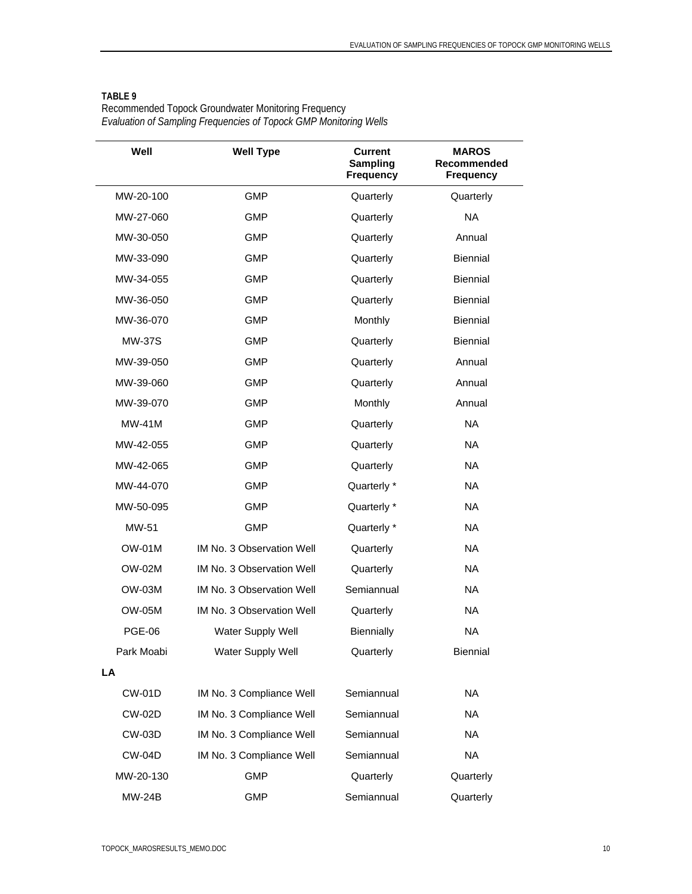**TABLE 9**
Recommended Topock Groundwater Monitoring Frequency
*Evaluation of Sampling Frequencies of Topock GMP Monitoring Wells*

| Well | Well Type | Current Sampling Frequency | MAROS Recommended Frequency |
|---|---|---|---|
| MW-20-100 | GMP | Quarterly | Quarterly |
| MW-27-060 | GMP | Quarterly | NA |
| MW-30-050 | GMP | Quarterly | Annual |
| MW-33-090 | GMP | Quarterly | Biennial |
| MW-34-055 | GMP | Quarterly | Biennial |
| MW-36-050 | GMP | Quarterly | Biennial |
| MW-36-070 | GMP | Monthly | Biennial |
| MW-37S | GMP | Quarterly | Biennial |
| MW-39-050 | GMP | Quarterly | Annual |
| MW-39-060 | GMP | Quarterly | Annual |
| MW-39-070 | GMP | Monthly | Annual |
| MW-41M | GMP | Quarterly | NA |
| MW-42-055 | GMP | Quarterly | NA |
| MW-42-065 | GMP | Quarterly | NA |
| MW-44-070 | GMP | Quarterly * | NA |
| MW-50-095 | GMP | Quarterly * | NA |
| MW-51 | GMP | Quarterly * | NA |
| OW-01M | IM No. 3 Observation Well | Quarterly | NA |
| OW-02M | IM No. 3 Observation Well | Quarterly | NA |
| OW-03M | IM No. 3 Observation Well | Semiannual | NA |
| OW-05M | IM No. 3 Observation Well | Quarterly | NA |
| PGE-06 | Water Supply Well | Biennially | NA |
| Park Moabi | Water Supply Well | Quarterly | Biennial |
| **LA** | | | |
| CW-01D | IM No. 3 Compliance Well | Semiannual | NA |
| CW-02D | IM No. 3 Compliance Well | Semiannual | NA |
| CW-03D | IM No. 3 Compliance Well | Semiannual | NA |
| CW-04D | IM No. 3 Compliance Well | Semiannual | NA |
| MW-20-130 | GMP | Quarterly | Quarterly |
| MW-24B | GMP | Semiannual | Quarterly |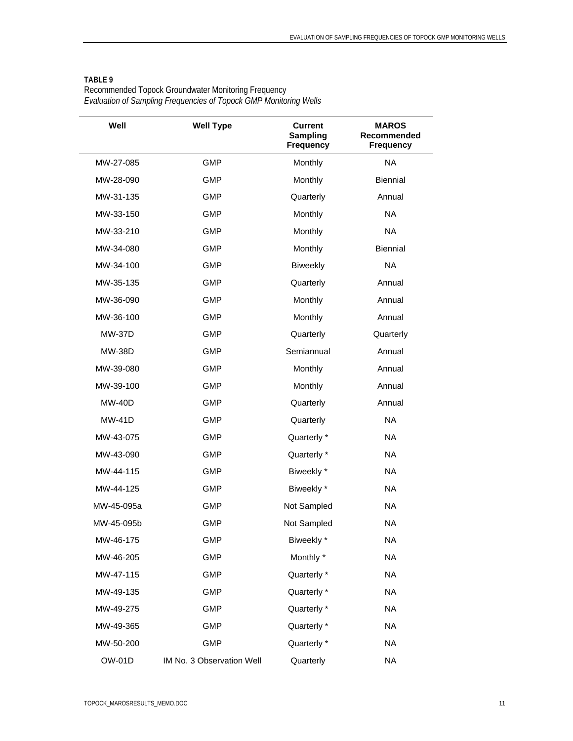**TABLE 9**
Recommended Topock Groundwater Monitoring Frequency
*Evaluation of Sampling Frequencies of Topock GMP Monitoring Wells*

| Well | Well Type | Current Sampling Frequency | MAROS Recommended Frequency |
|---|---|---|---|
| MW-27-085 | GMP | Monthly | NA |
| MW-28-090 | GMP | Monthly | Biennial |
| MW-31-135 | GMP | Quarterly | Annual |
| MW-33-150 | GMP | Monthly | NA |
| MW-33-210 | GMP | Monthly | NA |
| MW-34-080 | GMP | Monthly | Biennial |
| MW-34-100 | GMP | Biweekly | NA |
| MW-35-135 | GMP | Quarterly | Annual |
| MW-36-090 | GMP | Monthly | Annual |
| MW-36-100 | GMP | Monthly | Annual |
| MW-37D | GMP | Quarterly | Quarterly |
| MW-38D | GMP | Semiannual | Annual |
| MW-39-080 | GMP | Monthly | Annual |
| MW-39-100 | GMP | Monthly | Annual |
| MW-40D | GMP | Quarterly | Annual |
| MW-41D | GMP | Quarterly | NA |
| MW-43-075 | GMP | Quarterly * | NA |
| MW-43-090 | GMP | Quarterly * | NA |
| MW-44-115 | GMP | Biweekly * | NA |
| MW-44-125 | GMP | Biweekly * | NA |
| MW-45-095a | GMP | Not Sampled | NA |
| MW-45-095b | GMP | Not Sampled | NA |
| MW-46-175 | GMP | Biweekly * | NA |
| MW-46-205 | GMP | Monthly * | NA |
| MW-47-115 | GMP | Quarterly * | NA |
| MW-49-135 | GMP | Quarterly * | NA |
| MW-49-275 | GMP | Quarterly * | NA |
| MW-49-365 | GMP | Quarterly * | NA |
| MW-50-200 | GMP | Quarterly * | NA |
| OW-01D | IM No. 3 Observation Well | Quarterly | NA |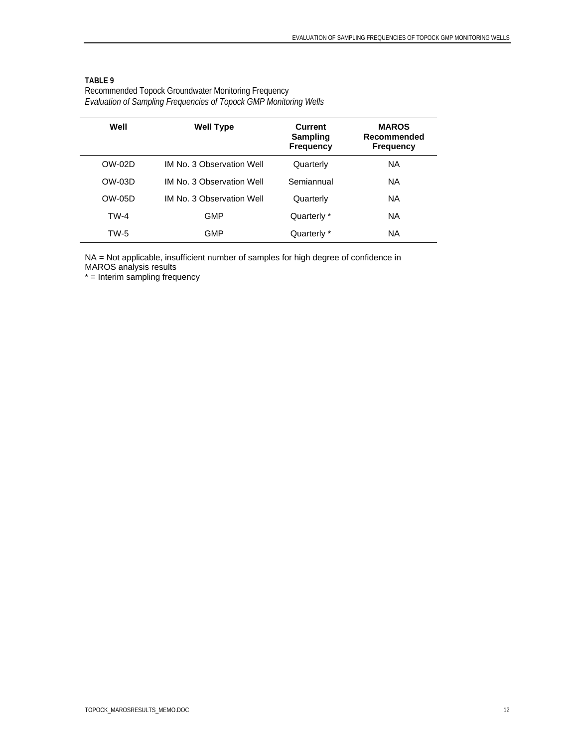**TABLE 9**
Recommended Topock Groundwater Monitoring Frequency
*Evaluation of Sampling Frequencies of Topock GMP Monitoring Wells*

| Well | Well Type | Current Sampling Frequency | MAROS Recommended Frequency |
|---|---|---|---|
| OW-02D | IM No. 3 Observation Well | Quarterly | NA |
| OW-03D | IM No. 3 Observation Well | Semiannual | NA |
| OW-05D | IM No. 3 Observation Well | Quarterly | NA |
| TW-4 | GMP | Quarterly * | NA |
| TW-5 | GMP | Quarterly * | NA |

NA = Not applicable, insufficient number of samples for high degree of confidence in MAROS analysis results
* = Interim sampling frequency